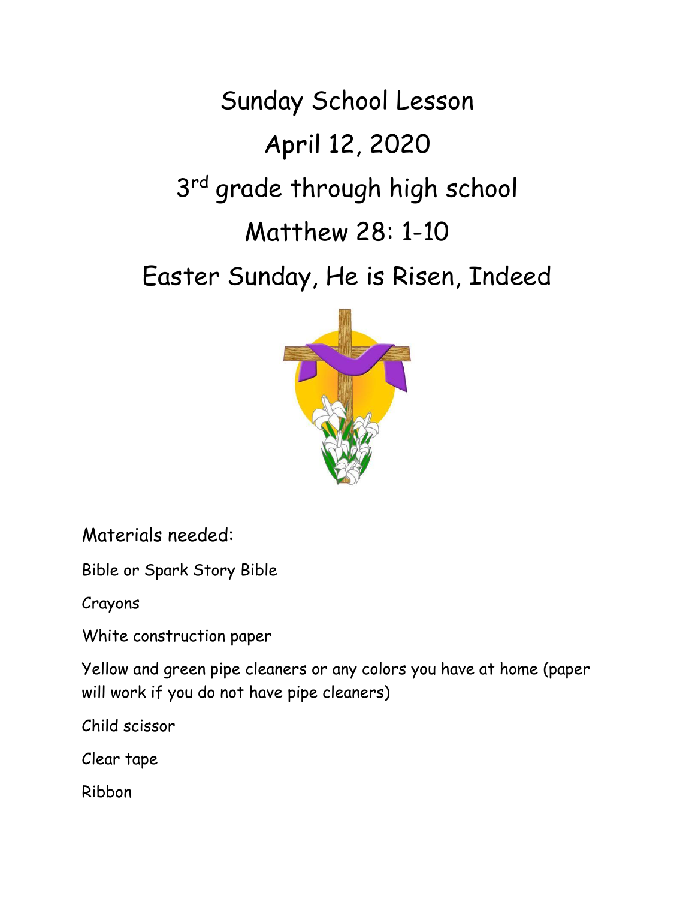# Sunday School Lesson

# April 12, 2020

# 3rd grade through high school

# Matthew 28: 1-10

# Easter Sunday, He is Risen, Indeed

Materials needed:

Bible or Spark Story Bible

Crayons

White construction paper

Yellow and green pipe cleaners or any colors you have at home (paper will work if you do not have pipe cleaners)

Child scissor

Clear tape

Ribbon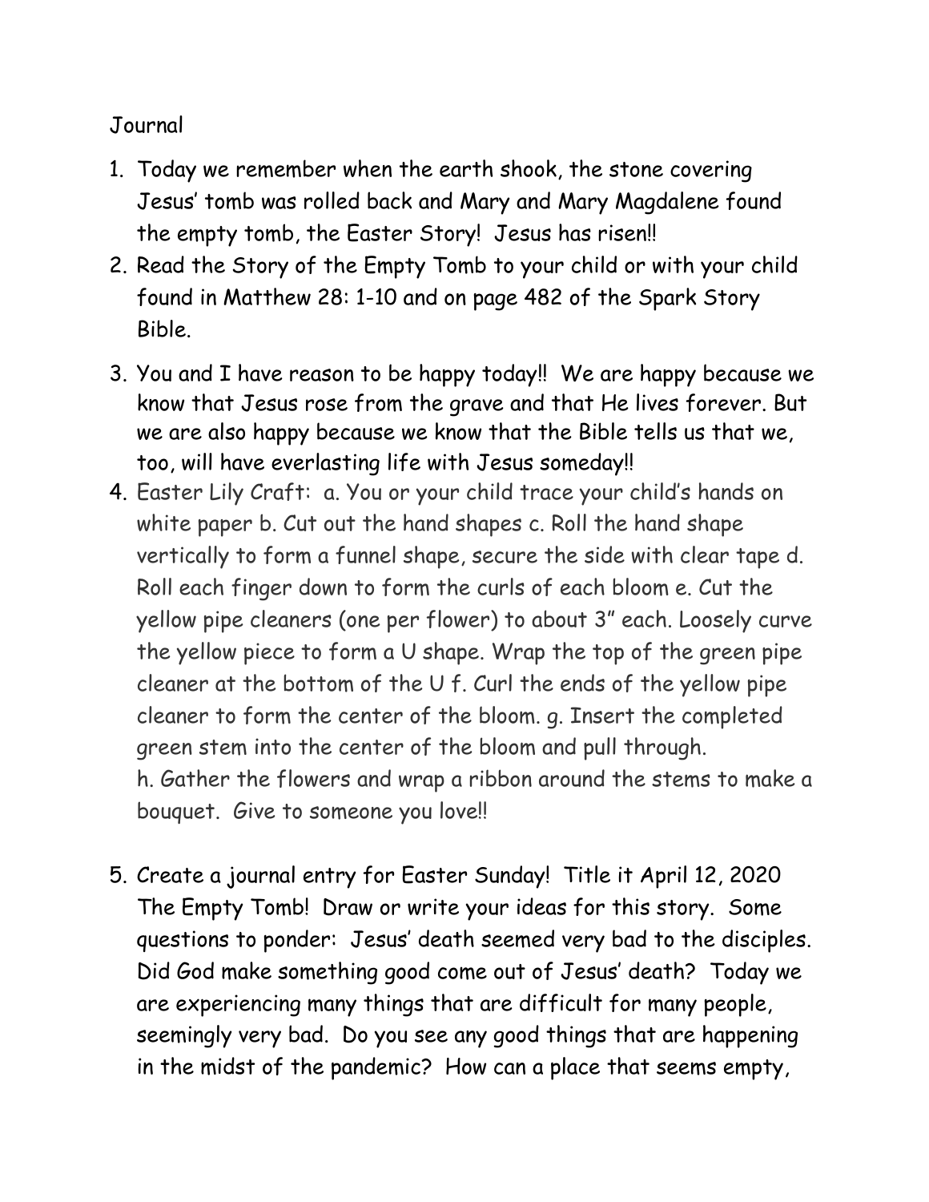Journal

1. Today we remember when the earth shook, the stone covering Jesus' tomb was rolled back and Mary and Mary Magdalene found the empty tomb, the Easter Story! Jesus has risen!!
2. Read the Story of the Empty Tomb to your child or with your child found in Matthew 28: 1-10 and on page 482 of the Spark Story Bible.
3. You and I have reason to be happy today!! We are happy because we know that Jesus rose from the grave and that He lives forever. But we are also happy because we know that the Bible tells us that we, too, will have everlasting life with Jesus someday!!
4. Easter Lily Craft: a. You or your child trace your child's hands on white paper b. Cut out the hand shapes c. Roll the hand shape vertically to form a funnel shape, secure the side with clear tape d. Roll each finger down to form the curls of each bloom e. Cut the yellow pipe cleaners (one per flower) to about 3" each. Loosely curve the yellow piece to form a U shape. Wrap the top of the green pipe cleaner at the bottom of the U f. Curl the ends of the yellow pipe cleaner to form the center of the bloom. g. Insert the completed green stem into the center of the bloom and pull through.
   h. Gather the flowers and wrap a ribbon around the stems to make a bouquet. Give to someone you love!!

5. Create a journal entry for Easter Sunday! Title it April 12, 2020 The Empty Tomb! Draw or write your ideas for this story. Some questions to ponder: Jesus' death seemed very bad to the disciples. Did God make something good come out of Jesus' death? Today we are experiencing many things that are difficult for many people, seemingly very bad. Do you see any good things that are happening in the midst of the pandemic? How can a place that seems empty,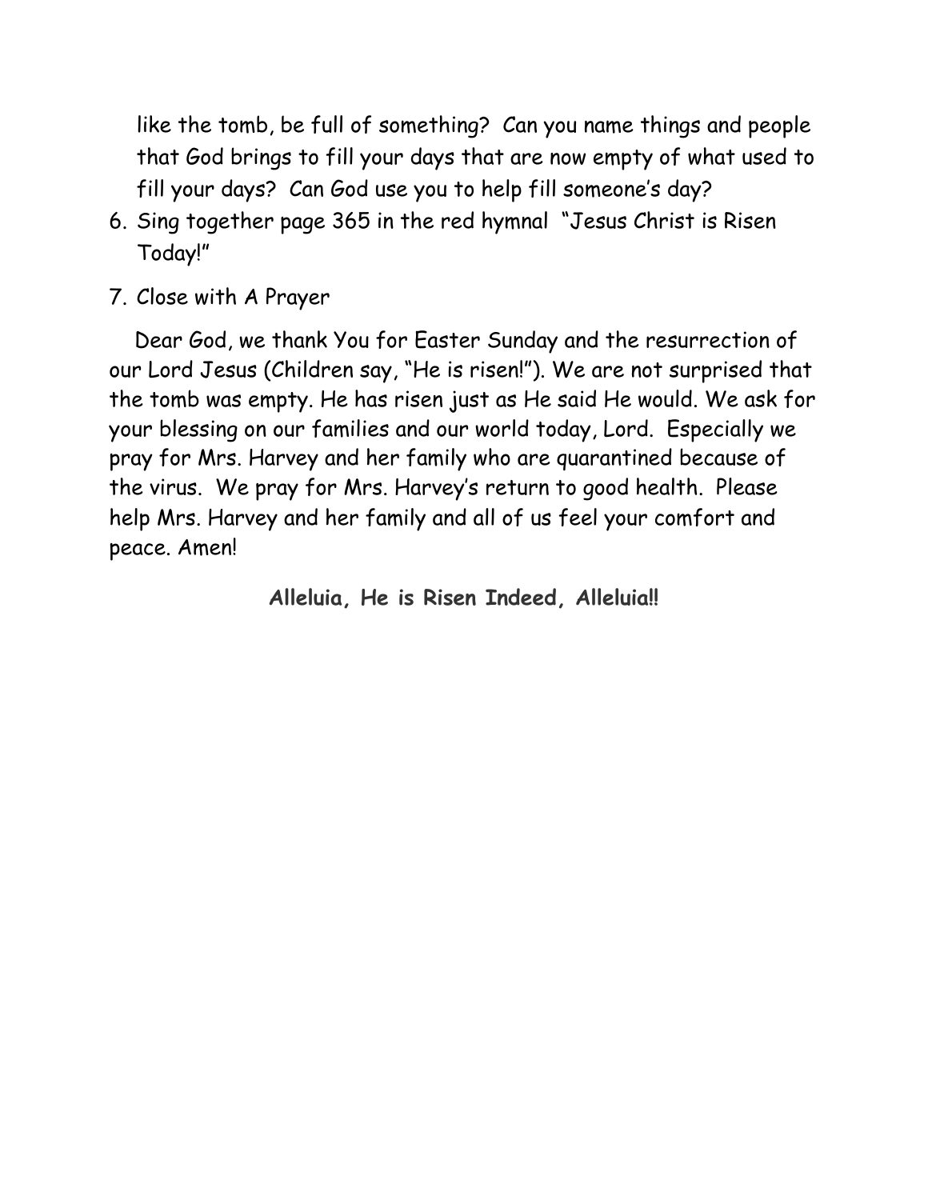like the tomb, be full of something? Can you name things and people that God brings to fill your days that are now empty of what used to fill your days? Can God use you to help fill someone's day?

6. Sing together page 365 in the red hymnal "Jesus Christ is Risen Today!"

7. Close with A Prayer

Dear God, we thank You for Easter Sunday and the resurrection of our Lord Jesus (Children say, "He is risen!"). We are not surprised that the tomb was empty. He has risen just as He said He would. We ask for your blessing on our families and our world today, Lord. Especially we pray for Mrs. Harvey and her family who are quarantined because of the virus. We pray for Mrs. Harvey's return to good health. Please help Mrs. Harvey and her family and all of us feel your comfort and peace. Amen!

**Alleluia, He is Risen Indeed, Alleluia!!**